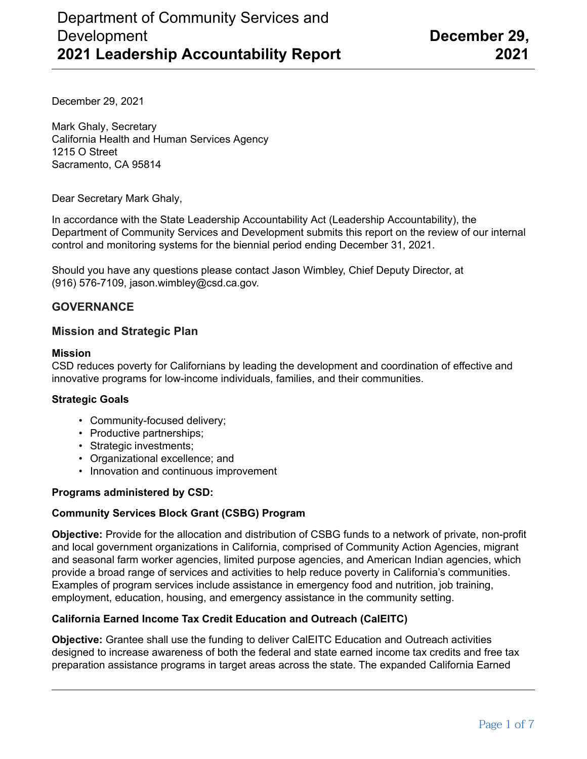# Department of Community Services and Development 2021 Leadership Accountability Report

**December 29, 2021**

December 29, 2021

Mark Ghaly, Secretary
California Health and Human Services Agency
1215 O Street
Sacramento, CA 95814

Dear Secretary Mark Ghaly,

In accordance with the State Leadership Accountability Act (Leadership Accountability), the Department of Community Services and Development submits this report on the review of our internal control and monitoring systems for the biennial period ending December 31, 2021.

Should you have any questions please contact Jason Wimbley, Chief Deputy Director, at (916) 576-7109, jason.wimbley@csd.ca.gov.

## GOVERNANCE

### Mission and Strategic Plan

**Mission**
CSD reduces poverty for Californians by leading the development and coordination of effective and innovative programs for low-income individuals, families, and their communities.

**Strategic Goals**

- Community-focused delivery;
- Productive partnerships;
- Strategic investments;
- Organizational excellence; and
- Innovation and continuous improvement

**Programs administered by CSD:**

**Community Services Block Grant (CSBG) Program**

**Objective:** Provide for the allocation and distribution of CSBG funds to a network of private, non-profit and local government organizations in California, comprised of Community Action Agencies, migrant and seasonal farm worker agencies, limited purpose agencies, and American Indian agencies, which provide a broad range of services and activities to help reduce poverty in California's communities. Examples of program services include assistance in emergency food and nutrition, job training, employment, education, housing, and emergency assistance in the community setting.

**California Earned Income Tax Credit Education and Outreach (CalEITC)**

**Objective:** Grantee shall use the funding to deliver CalEITC Education and Outreach activities designed to increase awareness of both the federal and state earned income tax credits and free tax preparation assistance programs in target areas across the state. The expanded California Earned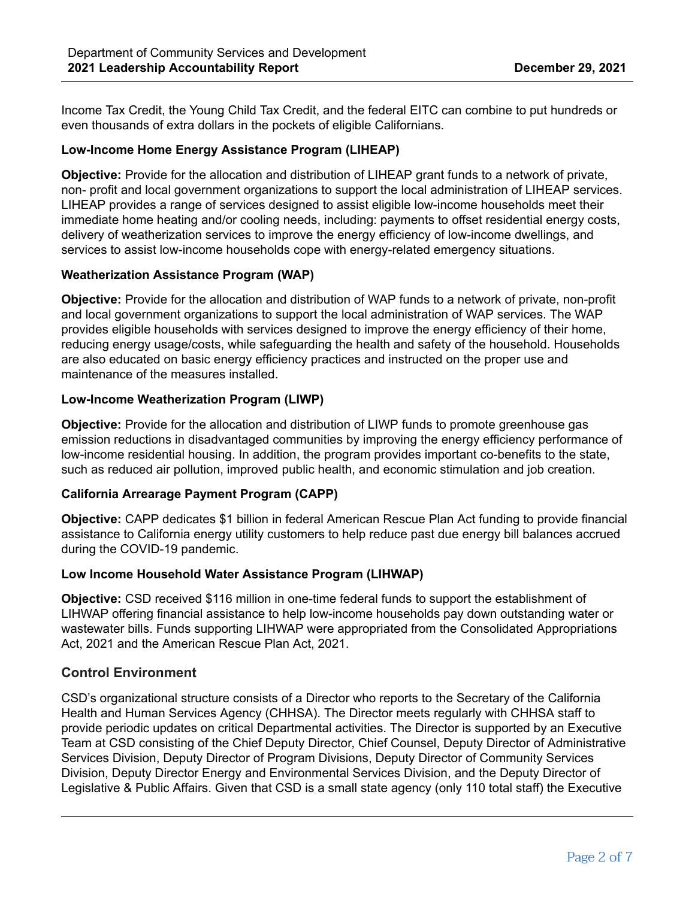Income Tax Credit, the Young Child Tax Credit, and the federal EITC can combine to put hundreds or even thousands of extra dollars in the pockets of eligible Californians.

**Low-Income Home Energy Assistance Program (LIHEAP)**

**Objective:** Provide for the allocation and distribution of LIHEAP grant funds to a network of private, non- profit and local government organizations to support the local administration of LIHEAP services. LIHEAP provides a range of services designed to assist eligible low-income households meet their immediate home heating and/or cooling needs, including: payments to offset residential energy costs, delivery of weatherization services to improve the energy efficiency of low-income dwellings, and services to assist low-income households cope with energy-related emergency situations.

**Weatherization Assistance Program (WAP)**

**Objective:** Provide for the allocation and distribution of WAP funds to a network of private, non-profit and local government organizations to support the local administration of WAP services. The WAP provides eligible households with services designed to improve the energy efficiency of their home, reducing energy usage/costs, while safeguarding the health and safety of the household. Households are also educated on basic energy efficiency practices and instructed on the proper use and maintenance of the measures installed.

**Low-Income Weatherization Program (LIWP)**

**Objective:** Provide for the allocation and distribution of LIWP funds to promote greenhouse gas emission reductions in disadvantaged communities by improving the energy efficiency performance of low-income residential housing. In addition, the program provides important co-benefits to the state, such as reduced air pollution, improved public health, and economic stimulation and job creation.

**California Arrearage Payment Program (CAPP)**

**Objective:** CAPP dedicates $1 billion in federal American Rescue Plan Act funding to provide financial assistance to California energy utility customers to help reduce past due energy bill balances accrued during the COVID-19 pandemic.

**Low Income Household Water Assistance Program (LIHWAP)**

**Objective:** CSD received $116 million in one-time federal funds to support the establishment of LIHWAP offering financial assistance to help low-income households pay down outstanding water or wastewater bills. Funds supporting LIHWAP were appropriated from the Consolidated Appropriations Act, 2021 and the American Rescue Plan Act, 2021.

## Control Environment

CSD's organizational structure consists of a Director who reports to the Secretary of the California Health and Human Services Agency (CHHSA). The Director meets regularly with CHHSA staff to provide periodic updates on critical Departmental activities. The Director is supported by an Executive Team at CSD consisting of the Chief Deputy Director, Chief Counsel, Deputy Director of Administrative Services Division, Deputy Director of Program Divisions, Deputy Director of Community Services Division, Deputy Director Energy and Environmental Services Division, and the Deputy Director of Legislative & Public Affairs. Given that CSD is a small state agency (only 110 total staff) the Executive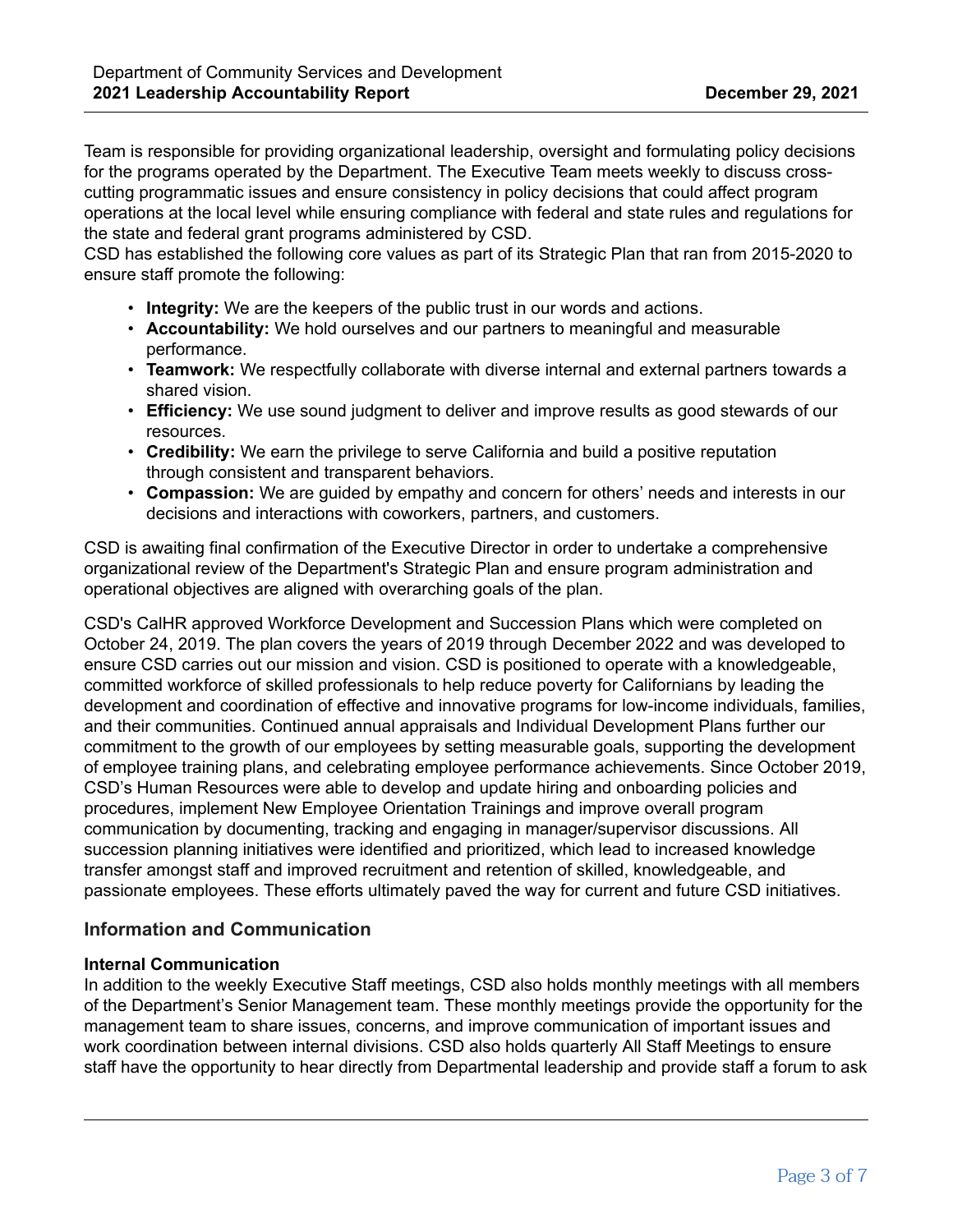Team is responsible for providing organizational leadership, oversight and formulating policy decisions for the programs operated by the Department. The Executive Team meets weekly to discuss cross-cutting programmatic issues and ensure consistency in policy decisions that could affect program operations at the local level while ensuring compliance with federal and state rules and regulations for the state and federal grant programs administered by CSD.
CSD has established the following core values as part of its Strategic Plan that ran from 2015-2020 to ensure staff promote the following:

- **Integrity:** We are the keepers of the public trust in our words and actions.
- **Accountability:** We hold ourselves and our partners to meaningful and measurable performance.
- **Teamwork:** We respectfully collaborate with diverse internal and external partners towards a shared vision.
- **Efficiency:** We use sound judgment to deliver and improve results as good stewards of our resources.
- **Credibility:** We earn the privilege to serve California and build a positive reputation through consistent and transparent behaviors.
- **Compassion:** We are guided by empathy and concern for others' needs and interests in our decisions and interactions with coworkers, partners, and customers.

CSD is awaiting final confirmation of the Executive Director in order to undertake a comprehensive organizational review of the Department's Strategic Plan and ensure program administration and operational objectives are aligned with overarching goals of the plan.

CSD's CalHR approved Workforce Development and Succession Plans which were completed on October 24, 2019. The plan covers the years of 2019 through December 2022 and was developed to ensure CSD carries out our mission and vision. CSD is positioned to operate with a knowledgeable, committed workforce of skilled professionals to help reduce poverty for Californians by leading the development and coordination of effective and innovative programs for low-income individuals, families, and their communities. Continued annual appraisals and Individual Development Plans further our commitment to the growth of our employees by setting measurable goals, supporting the development of employee training plans, and celebrating employee performance achievements. Since October 2019, CSD's Human Resources were able to develop and update hiring and onboarding policies and procedures, implement New Employee Orientation Trainings and improve overall program communication by documenting, tracking and engaging in manager/supervisor discussions. All succession planning initiatives were identified and prioritized, which lead to increased knowledge transfer amongst staff and improved recruitment and retention of skilled, knowledgeable, and passionate employees. These efforts ultimately paved the way for current and future CSD initiatives.

## Information and Communication

**Internal Communication**
In addition to the weekly Executive Staff meetings, CSD also holds monthly meetings with all members of the Department's Senior Management team. These monthly meetings provide the opportunity for the management team to share issues, concerns, and improve communication of important issues and work coordination between internal divisions. CSD also holds quarterly All Staff Meetings to ensure staff have the opportunity to hear directly from Departmental leadership and provide staff a forum to ask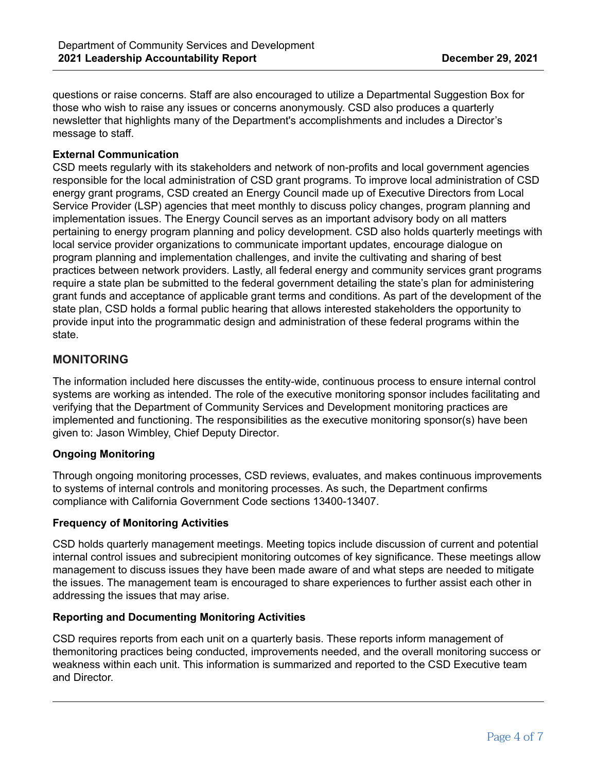questions or raise concerns. Staff are also encouraged to utilize a Departmental Suggestion Box for those who wish to raise any issues or concerns anonymously. CSD also produces a quarterly newsletter that highlights many of the Department's accomplishments and includes a Director's message to staff.

**External Communication**

CSD meets regularly with its stakeholders and network of non-profits and local government agencies responsible for the local administration of CSD grant programs. To improve local administration of CSD energy grant programs, CSD created an Energy Council made up of Executive Directors from Local Service Provider (LSP) agencies that meet monthly to discuss policy changes, program planning and implementation issues. The Energy Council serves as an important advisory body on all matters pertaining to energy program planning and policy development. CSD also holds quarterly meetings with local service provider organizations to communicate important updates, encourage dialogue on program planning and implementation challenges, and invite the cultivating and sharing of best practices between network providers. Lastly, all federal energy and community services grant programs require a state plan be submitted to the federal government detailing the state's plan for administering grant funds and acceptance of applicable grant terms and conditions. As part of the development of the state plan, CSD holds a formal public hearing that allows interested stakeholders the opportunity to provide input into the programmatic design and administration of these federal programs within the state.

## MONITORING

The information included here discusses the entity-wide, continuous process to ensure internal control systems are working as intended. The role of the executive monitoring sponsor includes facilitating and verifying that the Department of Community Services and Development monitoring practices are implemented and functioning. The responsibilities as the executive monitoring sponsor(s) have been given to: Jason Wimbley, Chief Deputy Director.

**Ongoing Monitoring**

Through ongoing monitoring processes, CSD reviews, evaluates, and makes continuous improvements to systems of internal controls and monitoring processes. As such, the Department confirms compliance with California Government Code sections 13400-13407.

**Frequency of Monitoring Activities**

CSD holds quarterly management meetings. Meeting topics include discussion of current and potential internal control issues and subrecipient monitoring outcomes of key significance. These meetings allow management to discuss issues they have been made aware of and what steps are needed to mitigate the issues. The management team is encouraged to share experiences to further assist each other in addressing the issues that may arise.

**Reporting and Documenting Monitoring Activities**

CSD requires reports from each unit on a quarterly basis. These reports inform management of themonitoring practices being conducted, improvements needed, and the overall monitoring success or weakness within each unit. This information is summarized and reported to the CSD Executive team and Director.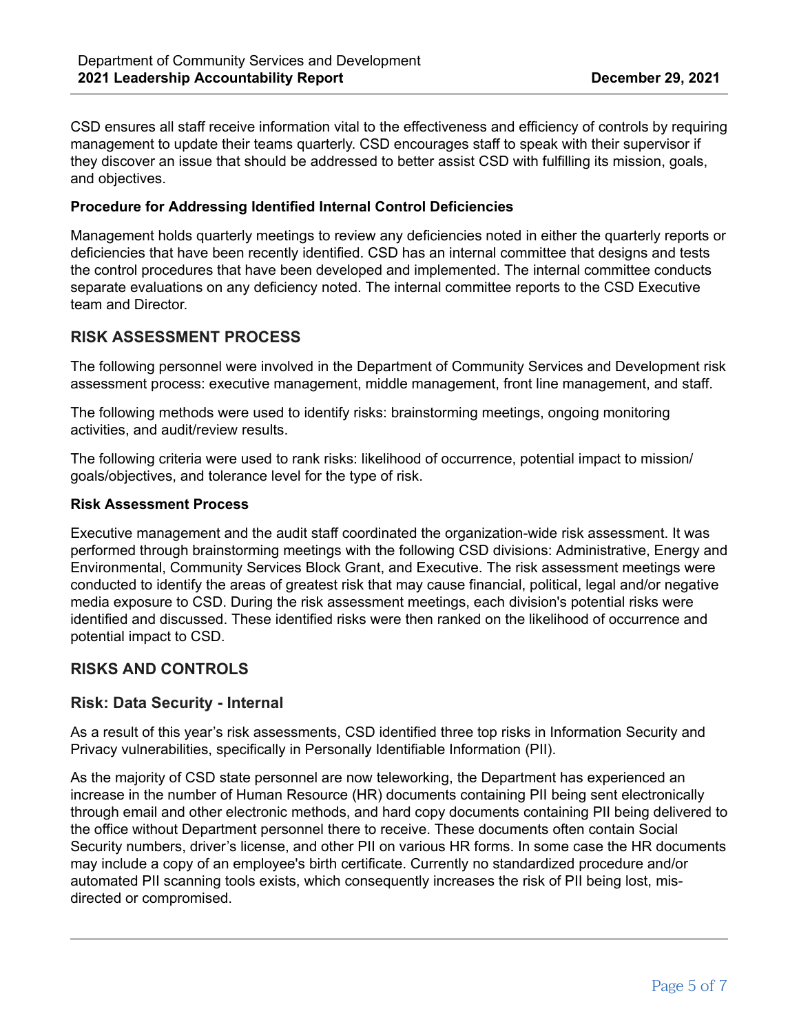CSD ensures all staff receive information vital to the effectiveness and efficiency of controls by requiring management to update their teams quarterly. CSD encourages staff to speak with their supervisor if they discover an issue that should be addressed to better assist CSD with fulfilling its mission, goals, and objectives.

**Procedure for Addressing Identified Internal Control Deficiencies**

Management holds quarterly meetings to review any deficiencies noted in either the quarterly reports or deficiencies that have been recently identified. CSD has an internal committee that designs and tests the control procedures that have been developed and implemented. The internal committee conducts separate evaluations on any deficiency noted. The internal committee reports to the CSD Executive team and Director.

## RISK ASSESSMENT PROCESS

The following personnel were involved in the Department of Community Services and Development risk assessment process: executive management, middle management, front line management, and staff.

The following methods were used to identify risks: brainstorming meetings, ongoing monitoring activities, and audit/review results.

The following criteria were used to rank risks: likelihood of occurrence, potential impact to mission/goals/objectives, and tolerance level for the type of risk.

**Risk Assessment Process**

Executive management and the audit staff coordinated the organization-wide risk assessment. It was performed through brainstorming meetings with the following CSD divisions: Administrative, Energy and Environmental, Community Services Block Grant, and Executive. The risk assessment meetings were conducted to identify the areas of greatest risk that may cause financial, political, legal and/or negative media exposure to CSD. During the risk assessment meetings, each division's potential risks were identified and discussed. These identified risks were then ranked on the likelihood of occurrence and potential impact to CSD.

## RISKS AND CONTROLS

### Risk: Data Security - Internal

As a result of this year's risk assessments, CSD identified three top risks in Information Security and Privacy vulnerabilities, specifically in Personally Identifiable Information (PII).

As the majority of CSD state personnel are now teleworking, the Department has experienced an increase in the number of Human Resource (HR) documents containing PII being sent electronically through email and other electronic methods, and hard copy documents containing PII being delivered to the office without Department personnel there to receive. These documents often contain Social Security numbers, driver's license, and other PII on various HR forms. In some case the HR documents may include a copy of an employee's birth certificate. Currently no standardized procedure and/or automated PII scanning tools exists, which consequently increases the risk of PII being lost, mis-directed or compromised.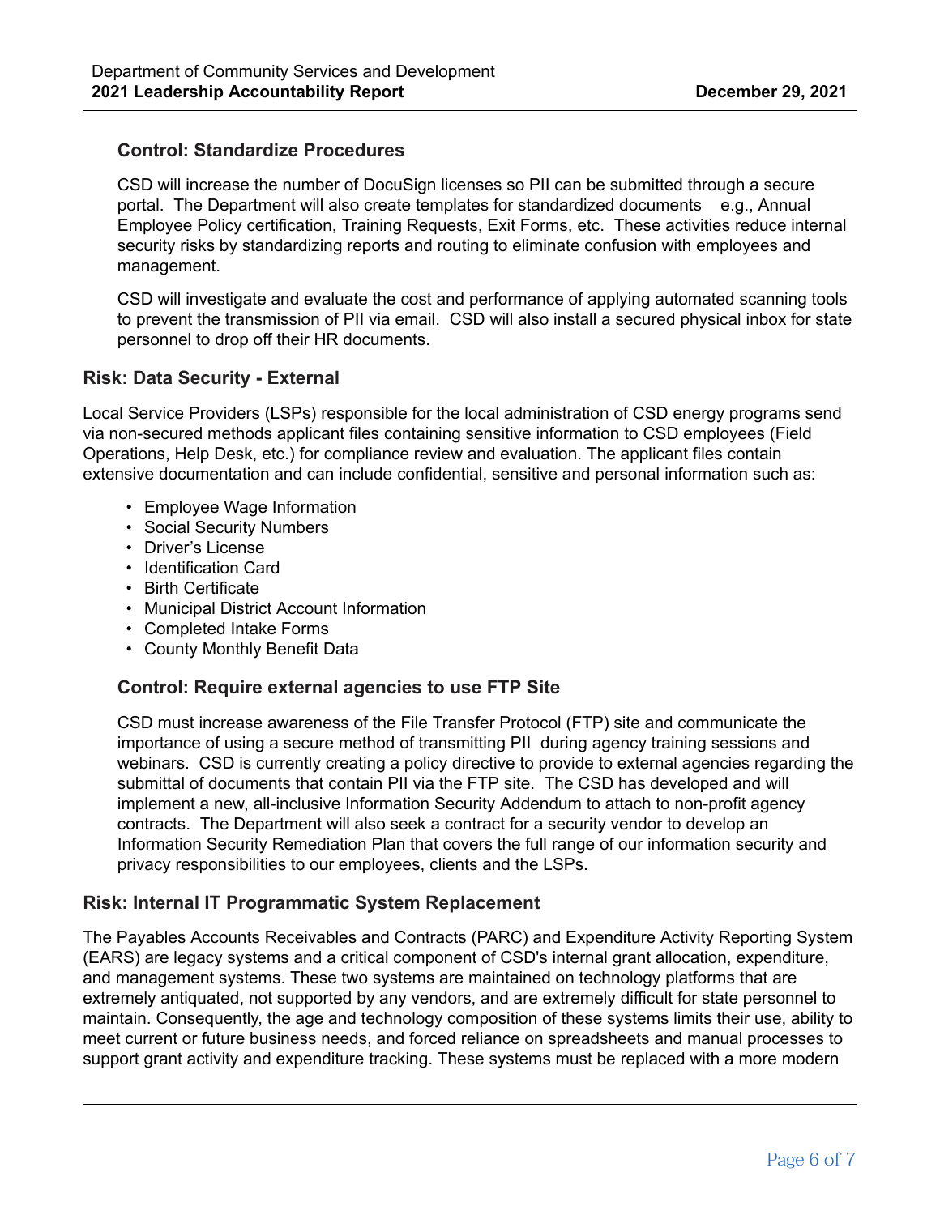### Control: Standardize Procedures

CSD will increase the number of DocuSign licenses so PII can be submitted through a secure portal. The Department will also create templates for standardized documents e.g., Annual Employee Policy certification, Training Requests, Exit Forms, etc. These activities reduce internal security risks by standardizing reports and routing to eliminate confusion with employees and management.

CSD will investigate and evaluate the cost and performance of applying automated scanning tools to prevent the transmission of PII via email. CSD will also install a secured physical inbox for state personnel to drop off their HR documents.

## Risk: Data Security - External

Local Service Providers (LSPs) responsible for the local administration of CSD energy programs send via non-secured methods applicant files containing sensitive information to CSD employees (Field Operations, Help Desk, etc.) for compliance review and evaluation. The applicant files contain extensive documentation and can include confidential, sensitive and personal information such as:

- Employee Wage Information
- Social Security Numbers
- Driver's License
- Identification Card
- Birth Certificate
- Municipal District Account Information
- Completed Intake Forms
- County Monthly Benefit Data

### Control: Require external agencies to use FTP Site

CSD must increase awareness of the File Transfer Protocol (FTP) site and communicate the importance of using a secure method of transmitting PII during agency training sessions and webinars. CSD is currently creating a policy directive to provide to external agencies regarding the submittal of documents that contain PII via the FTP site. The CSD has developed and will implement a new, all-inclusive Information Security Addendum to attach to non-profit agency contracts. The Department will also seek a contract for a security vendor to develop an Information Security Remediation Plan that covers the full range of our information security and privacy responsibilities to our employees, clients and the LSPs.

## Risk: Internal IT Programmatic System Replacement

The Payables Accounts Receivables and Contracts (PARC) and Expenditure Activity Reporting System (EARS) are legacy systems and a critical component of CSD's internal grant allocation, expenditure, and management systems. These two systems are maintained on technology platforms that are extremely antiquated, not supported by any vendors, and are extremely difficult for state personnel to maintain. Consequently, the age and technology composition of these systems limits their use, ability to meet current or future business needs, and forced reliance on spreadsheets and manual processes to support grant activity and expenditure tracking. These systems must be replaced with a more modern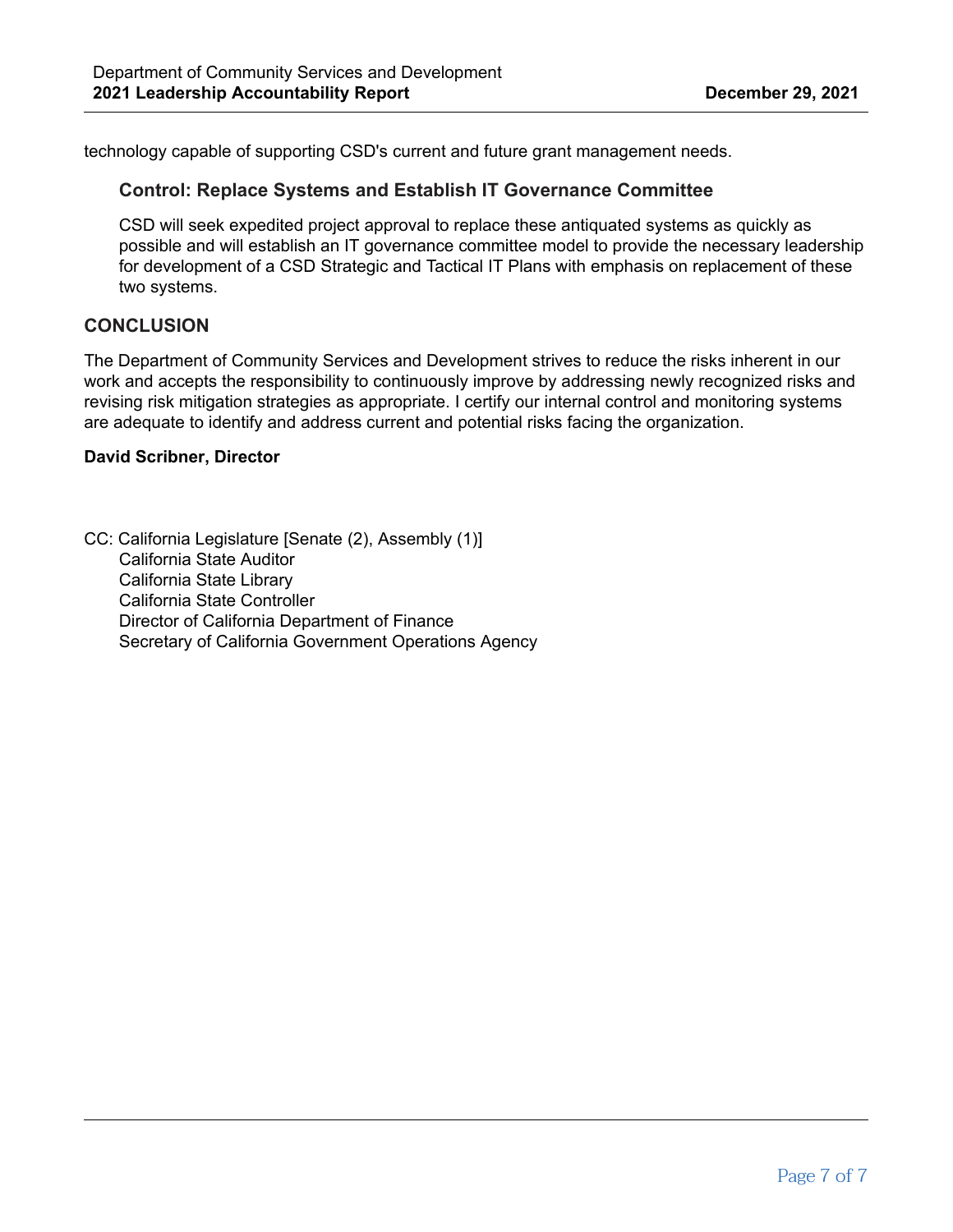technology capable of supporting CSD's current and future grant management needs.

### Control: Replace Systems and Establish IT Governance Committee

CSD will seek expedited project approval to replace these antiquated systems as quickly as possible and will establish an IT governance committee model to provide the necessary leadership for development of a CSD Strategic and Tactical IT Plans with emphasis on replacement of these two systems.

## CONCLUSION

The Department of Community Services and Development strives to reduce the risks inherent in our work and accepts the responsibility to continuously improve by addressing newly recognized risks and revising risk mitigation strategies as appropriate. I certify our internal control and monitoring systems are adequate to identify and address current and potential risks facing the organization.

**David Scribner, Director**

CC: California Legislature [Senate (2), Assembly (1)]
California State Auditor
California State Library
California State Controller
Director of California Department of Finance
Secretary of California Government Operations Agency